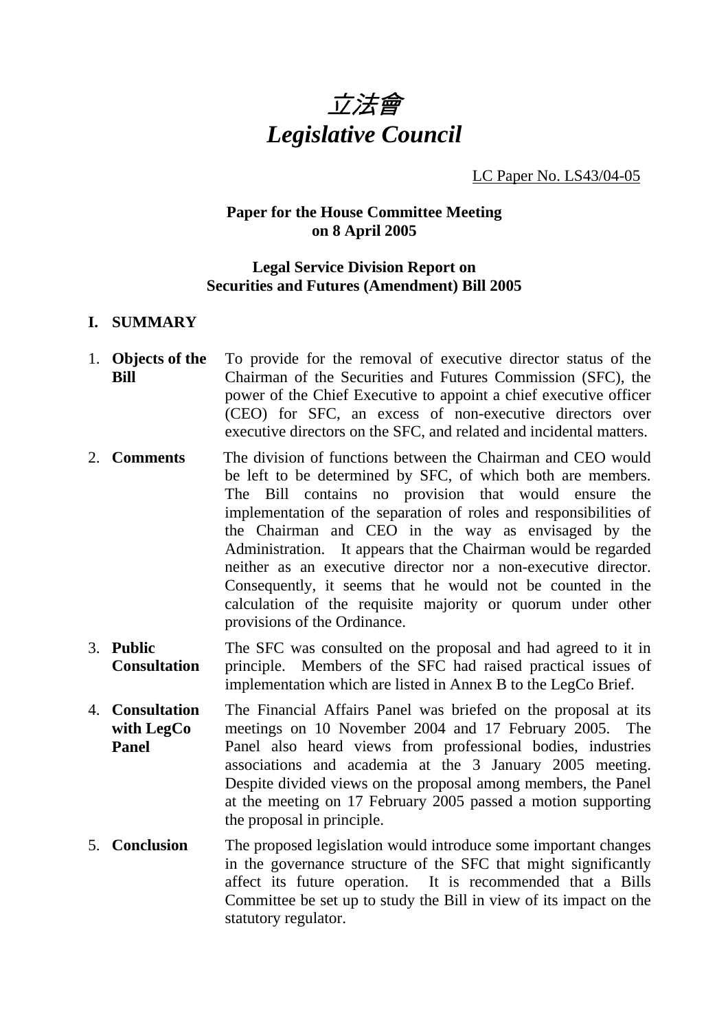# *立法會*
# *Legislative Council*

LC Paper No. LS43/04-05

**Paper for the House Committee Meeting on 8 April 2005**

**Legal Service Division Report on Securities and Futures (Amendment) Bill 2005**

## I. SUMMARY

1. **Objects of the Bill** — To provide for the removal of executive director status of the Chairman of the Securities and Futures Commission (SFC), the power of the Chief Executive to appoint a chief executive officer (CEO) for SFC, an excess of non-executive directors over executive directors on the SFC, and related and incidental matters.

2. **Comments** — The division of functions between the Chairman and CEO would be left to be determined by SFC, of which both are members. The Bill contains no provision that would ensure the implementation of the separation of roles and responsibilities of the Chairman and CEO in the way as envisaged by the Administration. It appears that the Chairman would be regarded neither as an executive director nor a non-executive director. Consequently, it seems that he would not be counted in the calculation of the requisite majority or quorum under other provisions of the Ordinance.

3. **Public Consultation** — The SFC was consulted on the proposal and had agreed to it in principle. Members of the SFC had raised practical issues of implementation which are listed in Annex B to the LegCo Brief.

4. **Consultation with LegCo Panel** — The Financial Affairs Panel was briefed on the proposal at its meetings on 10 November 2004 and 17 February 2005. The Panel also heard views from professional bodies, industries associations and academia at the 3 January 2005 meeting. Despite divided views on the proposal among members, the Panel at the meeting on 17 February 2005 passed a motion supporting the proposal in principle.

5. **Conclusion** — The proposed legislation would introduce some important changes in the governance structure of the SFC that might significantly affect its future operation. It is recommended that a Bills Committee be set up to study the Bill in view of its impact on the statutory regulator.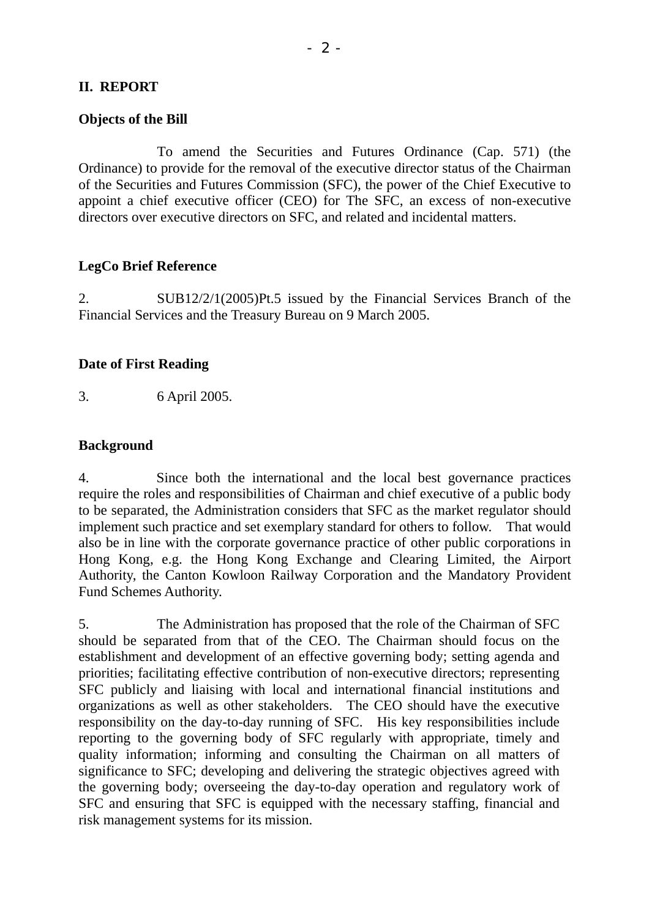## II. REPORT

### Objects of the Bill

To amend the Securities and Futures Ordinance (Cap. 571) (the Ordinance) to provide for the removal of the executive director status of the Chairman of the Securities and Futures Commission (SFC), the power of the Chief Executive to appoint a chief executive officer (CEO) for The SFC, an excess of non-executive directors over executive directors on SFC, and related and incidental matters.

### LegCo Brief Reference

2. SUB12/2/1(2005)Pt.5 issued by the Financial Services Branch of the Financial Services and the Treasury Bureau on 9 March 2005.

### Date of First Reading

3. 6 April 2005.

### Background

4. Since both the international and the local best governance practices require the roles and responsibilities of Chairman and chief executive of a public body to be separated, the Administration considers that SFC as the market regulator should implement such practice and set exemplary standard for others to follow. That would also be in line with the corporate governance practice of other public corporations in Hong Kong, e.g. the Hong Kong Exchange and Clearing Limited, the Airport Authority, the Canton Kowloon Railway Corporation and the Mandatory Provident Fund Schemes Authority.

5. The Administration has proposed that the role of the Chairman of SFC should be separated from that of the CEO. The Chairman should focus on the establishment and development of an effective governing body; setting agenda and priorities; facilitating effective contribution of non-executive directors; representing SFC publicly and liaising with local and international financial institutions and organizations as well as other stakeholders. The CEO should have the executive responsibility on the day-to-day running of SFC. His key responsibilities include reporting to the governing body of SFC regularly with appropriate, timely and quality information; informing and consulting the Chairman on all matters of significance to SFC; developing and delivering the strategic objectives agreed with the governing body; overseeing the day-to-day operation and regulatory work of SFC and ensuring that SFC is equipped with the necessary staffing, financial and risk management systems for its mission.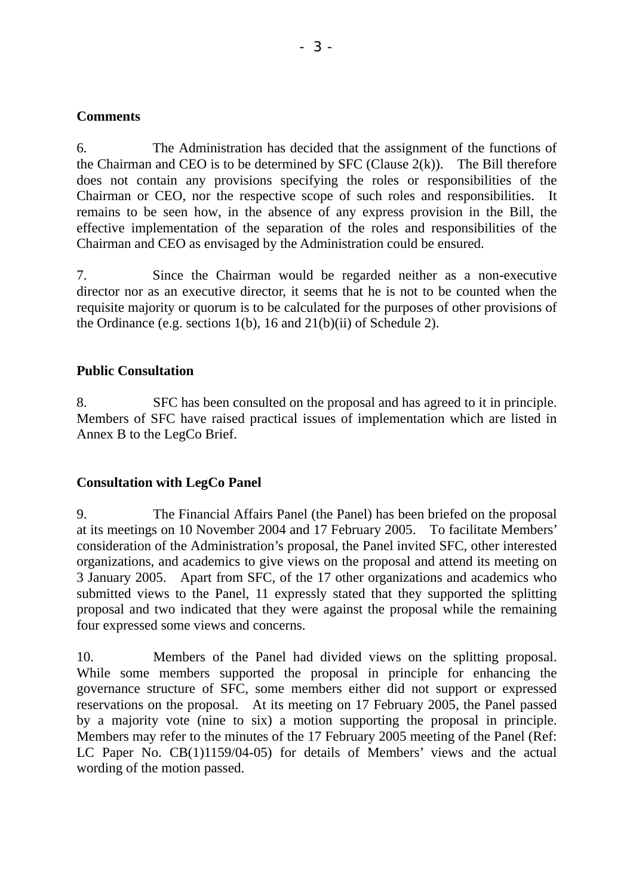**Comments**

6. The Administration has decided that the assignment of the functions of the Chairman and CEO is to be determined by SFC (Clause 2(k)). The Bill therefore does not contain any provisions specifying the roles or responsibilities of the Chairman or CEO, nor the respective scope of such roles and responsibilities. It remains to be seen how, in the absence of any express provision in the Bill, the effective implementation of the separation of the roles and responsibilities of the Chairman and CEO as envisaged by the Administration could be ensured.

7. Since the Chairman would be regarded neither as a non-executive director nor as an executive director, it seems that he is not to be counted when the requisite majority or quorum is to be calculated for the purposes of other provisions of the Ordinance (e.g. sections 1(b), 16 and 21(b)(ii) of Schedule 2).

**Public Consultation**

8. SFC has been consulted on the proposal and has agreed to it in principle. Members of SFC have raised practical issues of implementation which are listed in Annex B to the LegCo Brief.

**Consultation with LegCo Panel**

9. The Financial Affairs Panel (the Panel) has been briefed on the proposal at its meetings on 10 November 2004 and 17 February 2005. To facilitate Members' consideration of the Administration's proposal, the Panel invited SFC, other interested organizations, and academics to give views on the proposal and attend its meeting on 3 January 2005. Apart from SFC, of the 17 other organizations and academics who submitted views to the Panel, 11 expressly stated that they supported the splitting proposal and two indicated that they were against the proposal while the remaining four expressed some views and concerns.

10. Members of the Panel had divided views on the splitting proposal. While some members supported the proposal in principle for enhancing the governance structure of SFC, some members either did not support or expressed reservations on the proposal. At its meeting on 17 February 2005, the Panel passed by a majority vote (nine to six) a motion supporting the proposal in principle. Members may refer to the minutes of the 17 February 2005 meeting of the Panel (Ref: LC Paper No. CB(1)1159/04-05) for details of Members' views and the actual wording of the motion passed.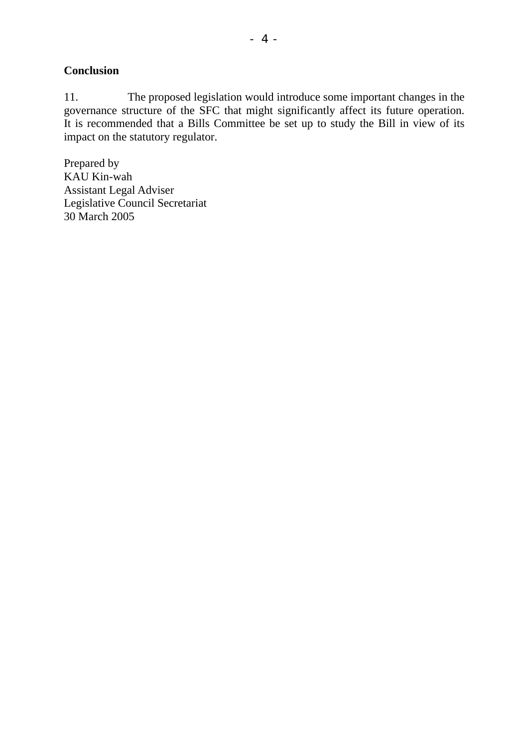**Conclusion**

11. The proposed legislation would introduce some important changes in the governance structure of the SFC that might significantly affect its future operation. It is recommended that a Bills Committee be set up to study the Bill in view of its impact on the statutory regulator.

Prepared by
KAU Kin-wah
Assistant Legal Adviser
Legislative Council Secretariat
30 March 2005